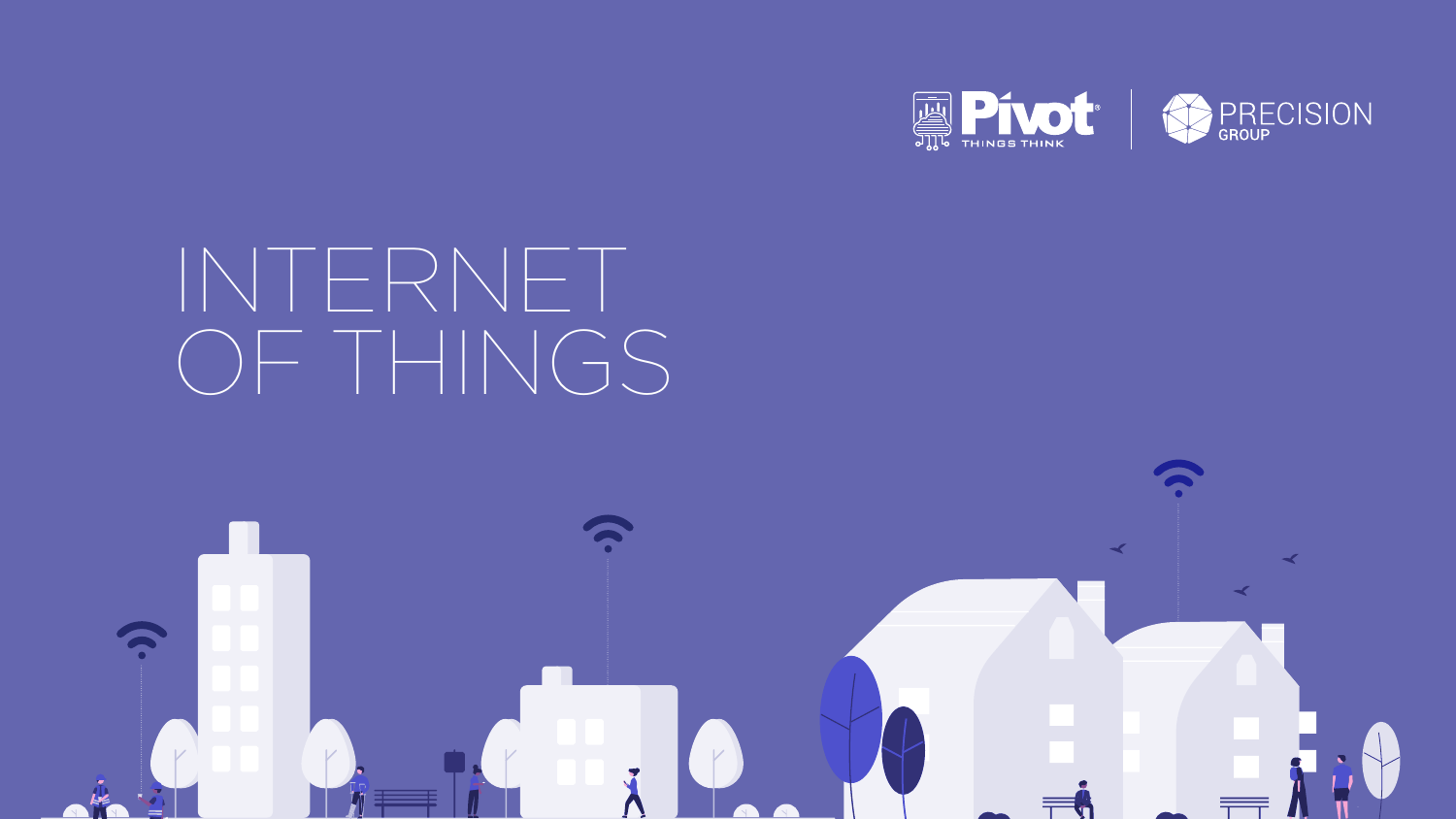Pivot® THINGS THINK | PRECISION GROUP

# INTERNET OF THINGS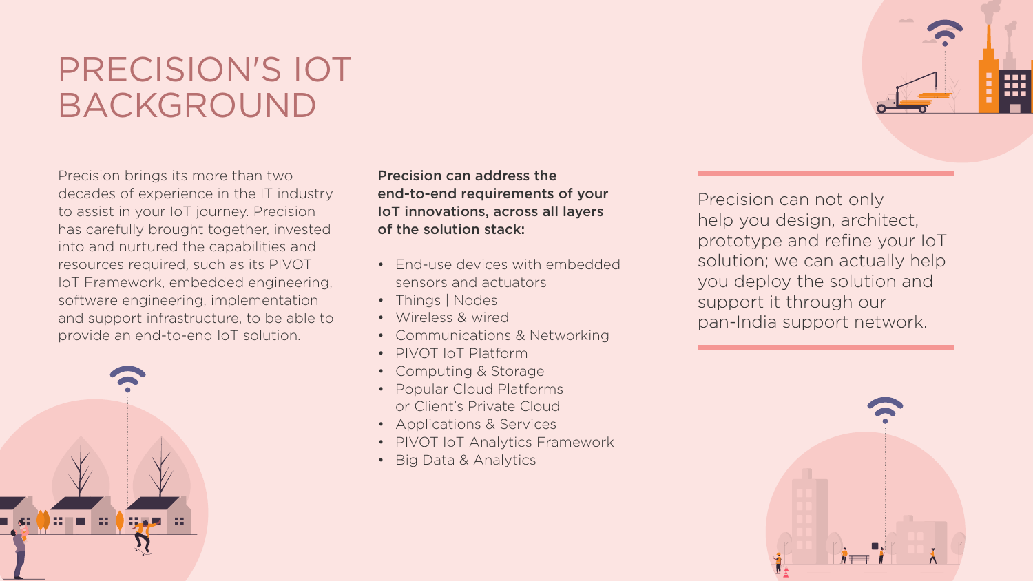# PRECISION'S IOT BACKGROUND

Precision brings its more than two decades of experience in the IT industry to assist in your IoT journey. Precision has carefully brought together, invested into and nurtured the capabilities and resources required, such as its PIVOT IoT Framework, embedded engineering, software engineering, implementation and support infrastructure, to be able to provide an end-to-end IoT solution.

**Precision can address the end-to-end requirements of your IoT innovations, across all layers of the solution stack:**

- End-use devices with embedded sensors and actuators
- Things | Nodes
- Wireless & wired
- Communications & Networking
- PIVOT IoT Platform
- Computing & Storage
- Popular Cloud Platforms or Client's Private Cloud
- Applications & Services
- PIVOT IoT Analytics Framework
- Big Data & Analytics

Precision can not only help you design, architect, prototype and refine your IoT solution; we can actually help you deploy the solution and support it through our pan-India support network.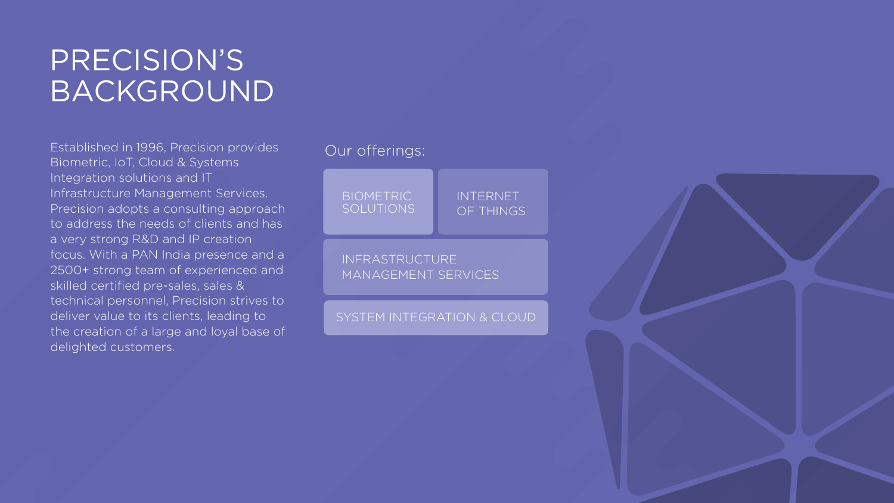# PRECISION'S BACKGROUND

Established in 1996, Precision provides Biometric, IoT, Cloud & Systems Integration solutions and IT Infrastructure Management Services. Precision adopts a consulting approach to address the needs of clients and has a very strong R&D and IP creation focus. With a PAN India presence and a 2500+ strong team of experienced and skilled certified pre-sales, sales & technical personnel, Precision strives to deliver value to its clients, leading to the creation of a large and loyal base of delighted customers.

Our offerings:

- BIOMETRIC SOLUTIONS
- INTERNET OF THINGS
- INFRASTRUCTURE MANAGEMENT SERVICES
- SYSTEM INTEGRATION & CLOUD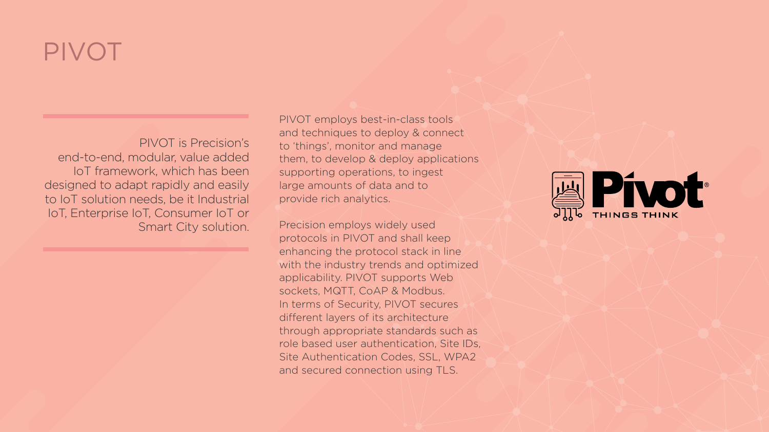# PIVOT

PIVOT is Precision's end-to-end, modular, value added IoT framework, which has been designed to adapt rapidly and easily to IoT solution needs, be it Industrial IoT, Enterprise IoT, Consumer IoT or Smart City solution.

PIVOT employs best-in-class tools and techniques to deploy & connect to 'things', monitor and manage them, to develop & deploy applications supporting operations, to ingest large amounts of data and to provide rich analytics.

Precision employs widely used protocols in PIVOT and shall keep enhancing the protocol stack in line with the industry trends and optimized applicability. PIVOT supports Web sockets, MQTT, CoAP & Modbus. In terms of Security, PIVOT secures different layers of its architecture through appropriate standards such as role based user authentication, Site IDs, Site Authentication Codes, SSL, WPA2 and secured connection using TLS.

Pivot® THINGS THINK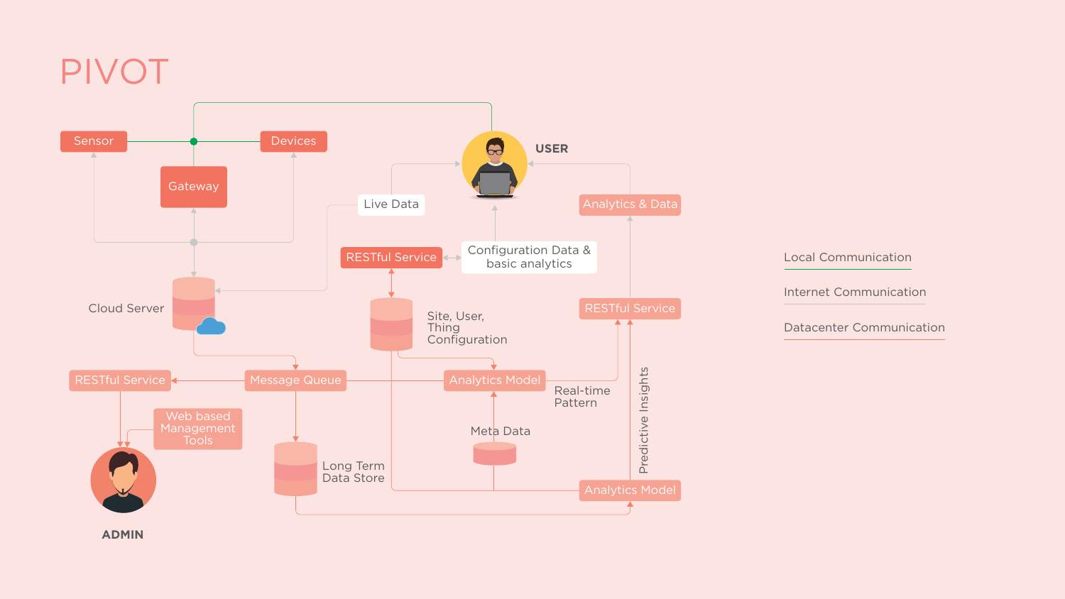# PIVOT

Sensor

Devices

Gateway

USER

Live Data

Analytics & Data

RESTful Service

Configuration Data & basic analytics

Cloud Server

Site, User, Thing Configuration

RESTful Service

RESTful Service

Message Queue

Analytics Model

Real-time Pattern

Predictive Insights

Web based Management Tools

Meta Data

Long Term Data Store

Analytics Model

ADMIN

Local Communication

Internet Communication

Datacenter Communication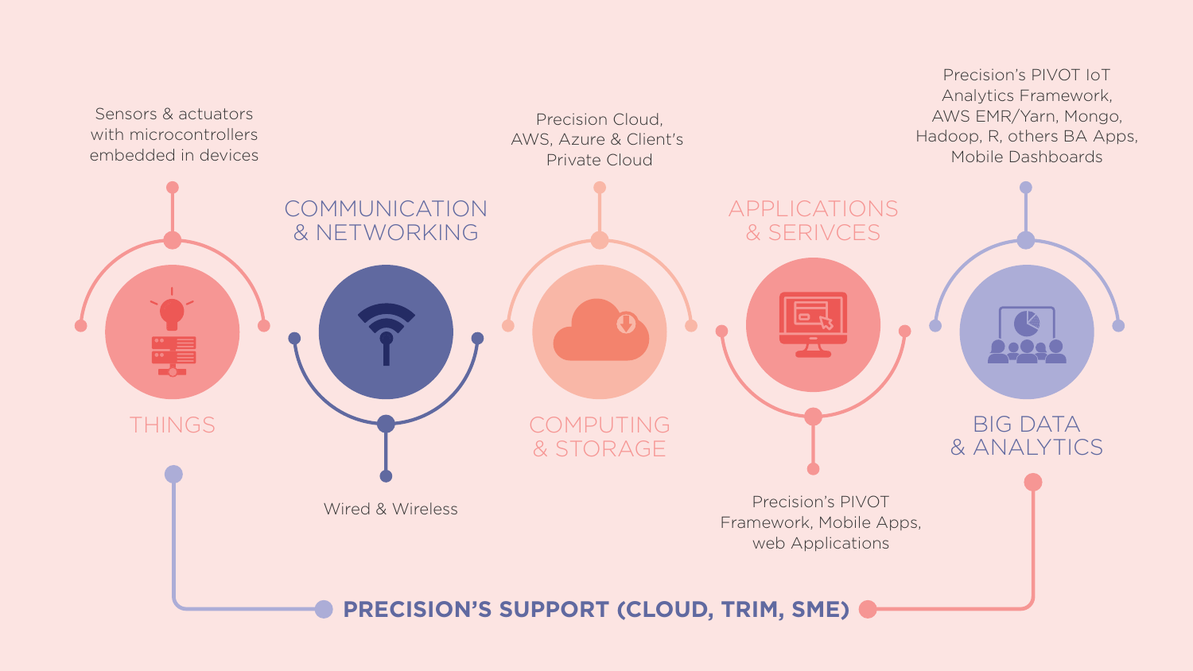## THINGS

Sensors & actuators with microcontrollers embedded in devices

## COMMUNICATION & NETWORKING

Wired & Wireless

## COMPUTING & STORAGE

Precision Cloud, AWS, Azure & Client's Private Cloud

## APPLICATIONS & SERIVCES

Precision's PIVOT Framework, Mobile Apps, web Applications

## BIG DATA & ANALYTICS

Precision's PIVOT IoT Analytics Framework, AWS EMR/Yarn, Mongo, Hadoop, R, others BA Apps, Mobile Dashboards

**PRECISION'S SUPPORT (CLOUD, TRIM, SME)**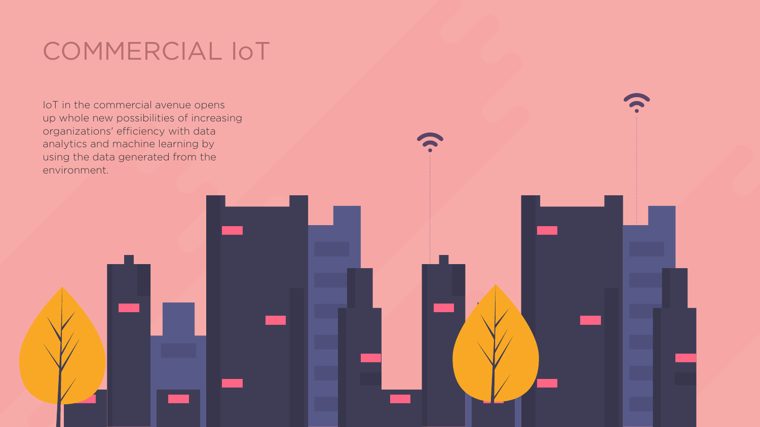# COMMERCIAL IoT

IoT in the commercial avenue opens up whole new possibilities of increasing organizations' efficiency with data analytics and machine learning by using the data generated from the environment.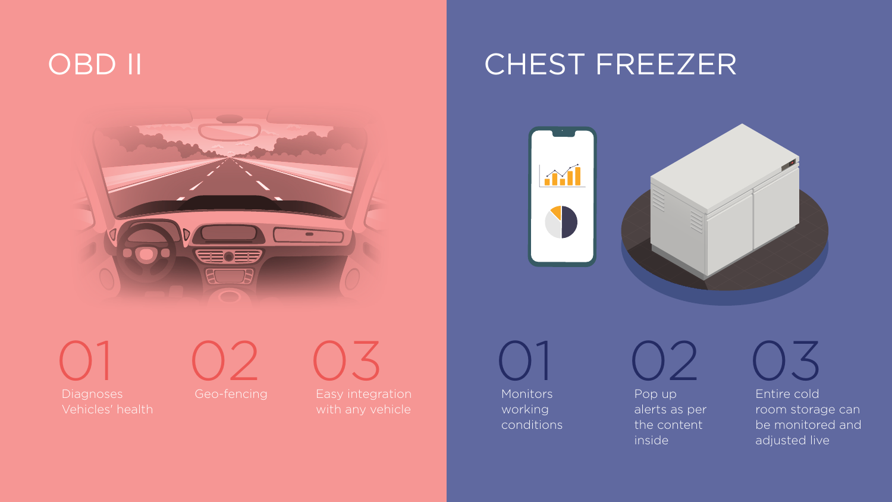# OBD II

**01** Diagnoses Vehicles' health

**02** Geo-fencing

**03** Easy integration with any vehicle

# CHEST FREEZER

**01** Monitors working conditions

**02** Pop up alerts as per the content inside

**03** Entire cold room storage can be monitored and adjusted live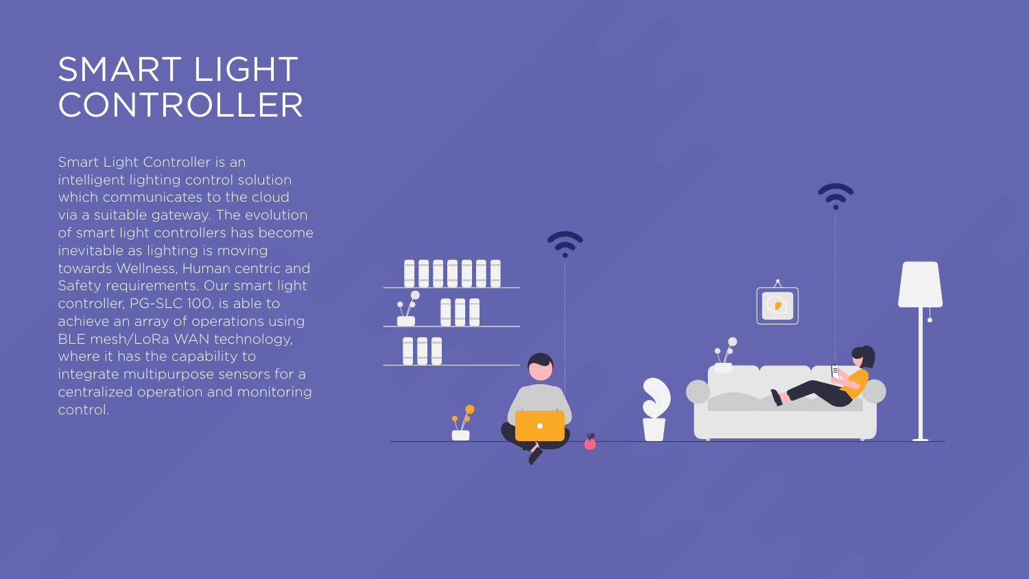# SMART LIGHT CONTROLLER

Smart Light Controller is an intelligent lighting control solution which communicates to the cloud via a suitable gateway. The evolution of smart light controllers has become inevitable as lighting is moving towards Wellness, Human centric and Safety requirements. Our smart light controller, PG-SLC 100, is able to achieve an array of operations using BLE mesh/LoRa WAN technology, where it has the capability to integrate multipurpose sensors for a centralized operation and monitoring control.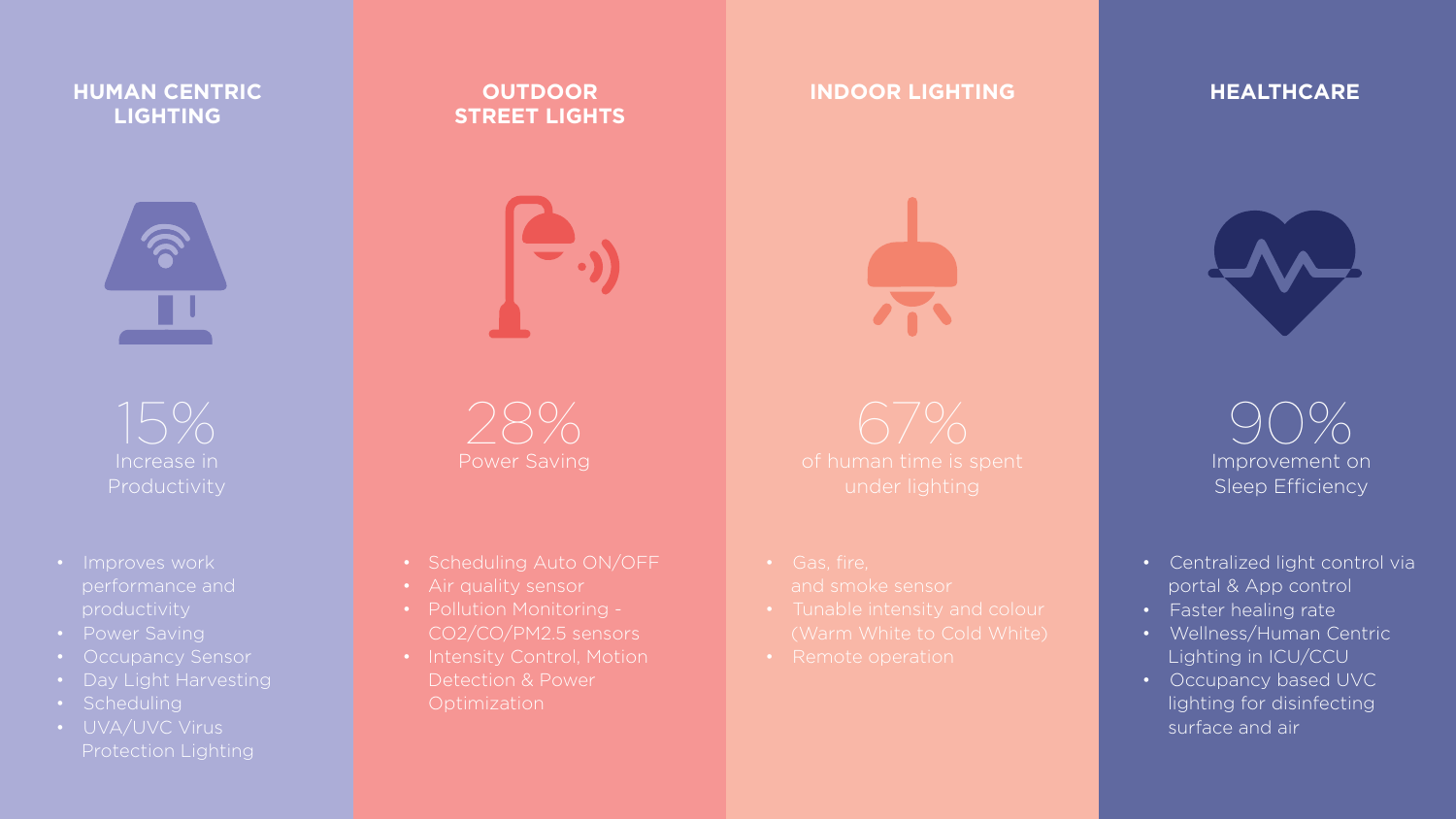## HUMAN CENTRIC LIGHTING

15%
Increase in Productivity

- Improves work performance and productivity
- Power Saving
- Occupancy Sensor
- Day Light Harvesting
- Scheduling
- UVA/UVC Virus Protection Lighting

## OUTDOOR STREET LIGHTS

28%
Power Saving

- Scheduling Auto ON/OFF
- Air quality sensor
- Pollution Monitoring - $CO_2$/CO/PM2.5 sensors
- Intensity Control, Motion Detection & Power Optimization

## INDOOR LIGHTING

67%
of human time is spent under lighting

- Gas, fire, and smoke sensor
- Tunable intensity and colour (Warm White to Cold White)
- Remote operation

## HEALTHCARE

90%
Improvement on Sleep Efficiency

- Centralized light control via portal & App control
- Faster healing rate
- Wellness/Human Centric Lighting in ICU/CCU
- Occupancy based UVC lighting for disinfecting surface and air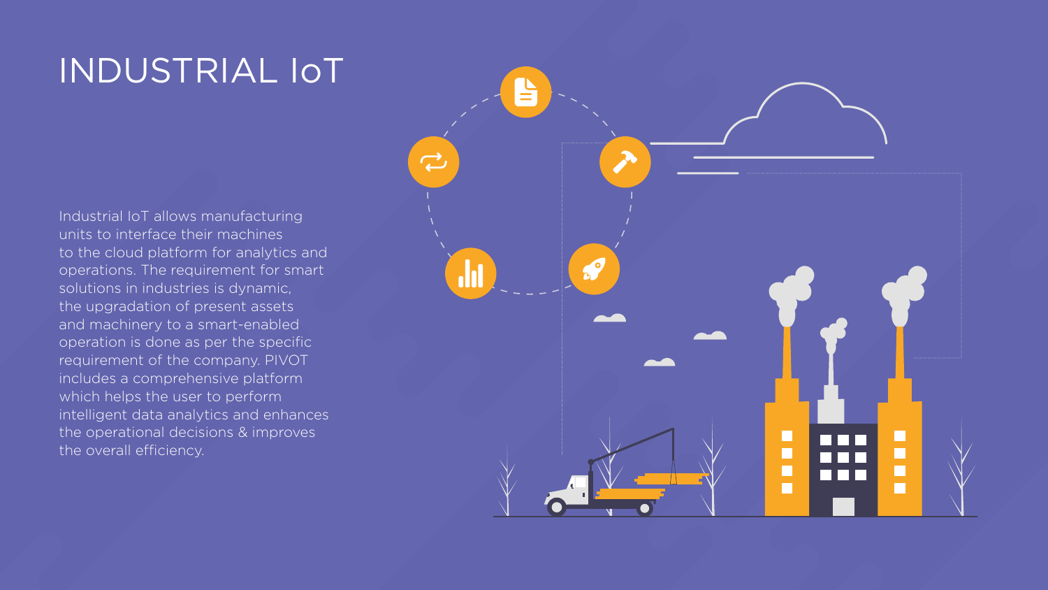# INDUSTRIAL IoT

Industrial IoT allows manufacturing units to interface their machines to the cloud platform for analytics and operations. The requirement for smart solutions in industries is dynamic, the upgradation of present assets and machinery to a smart-enabled operation is done as per the specific requirement of the company. PIVOT includes a comprehensive platform which helps the user to perform intelligent data analytics and enhances the operational decisions & improves the overall efficiency.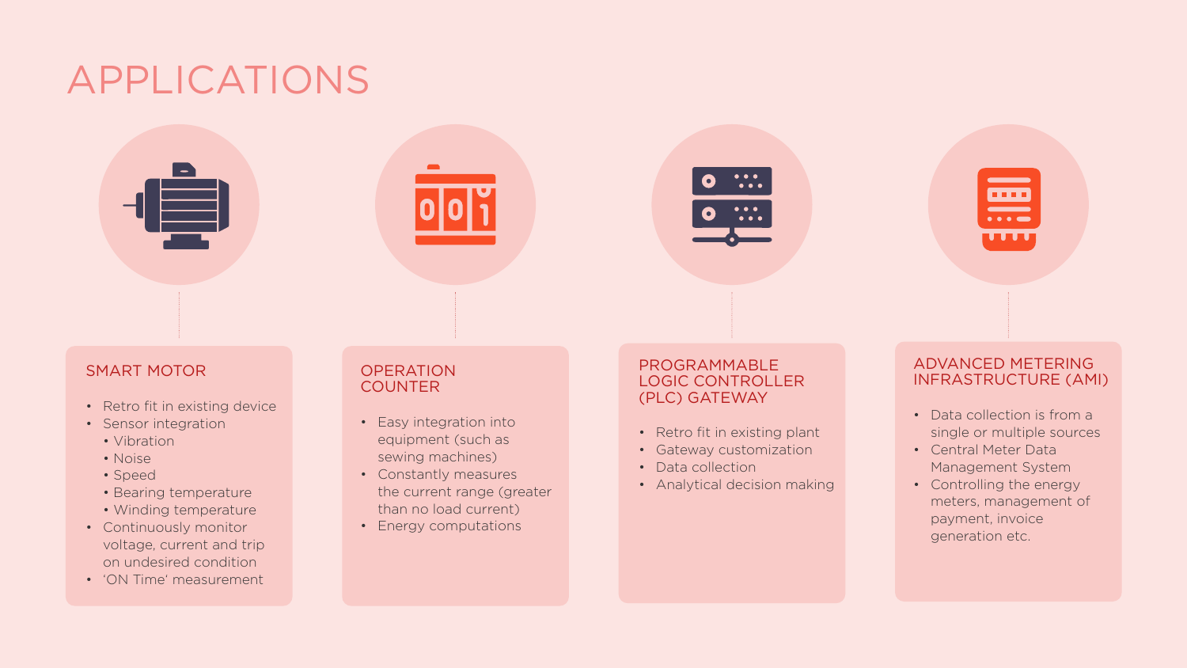# APPLICATIONS

## SMART MOTOR

- Retro fit in existing device
- Sensor integration
  - Vibration
  - Noise
  - Speed
  - Bearing temperature
  - Winding temperature
- Continuously monitor voltage, current and trip on undesired condition
- 'ON Time' measurement

## OPERATION COUNTER

- Easy integration into equipment (such as sewing machines)
- Constantly measures the current range (greater than no load current)
- Energy computations

## PROGRAMMABLE LOGIC CONTROLLER (PLC) GATEWAY

- Retro fit in existing plant
- Gateway customization
- Data collection
- Analytical decision making

## ADVANCED METERING INFRASTRUCTURE (AMI)

- Data collection is from a single or multiple sources
- Central Meter Data Management System
- Controlling the energy meters, management of payment, invoice generation etc.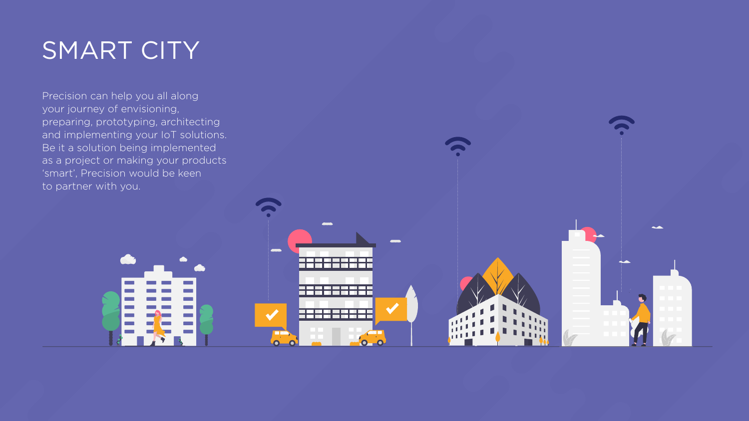# SMART CITY

Precision can help you all along your journey of envisioning, preparing, prototyping, architecting and implementing your IoT solutions. Be it a solution being implemented as a project or making your products 'smart', Precision would be keen to partner with you.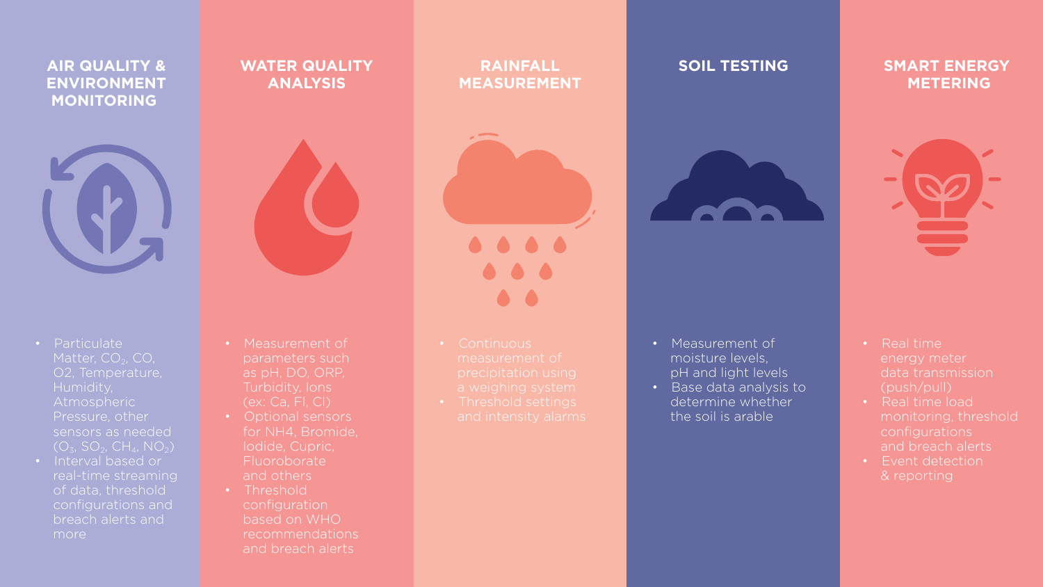## AIR QUALITY & ENVIRONMENT MONITORING

- Particulate Matter, $CO_2$, CO, O2, Temperature, Humidity, Atmospheric Pressure, other sensors as needed ($O_3$, $SO_2$, $CH_4$, $NO_2$)
- Interval based or real-time streaming of data, threshold configurations and breach alerts and more

## WATER QUALITY ANALYSIS

- Measurement of parameters such as pH, DO, ORP, Turbidity, Ions (ex: Ca, Fl, Cl)
- Optional sensors for NH4, Bromide, Iodide, Cupric, Fluoroborate and others
- Threshold configuration based on WHO recommendations and breach alerts

## RAINFALL MEASUREMENT

- Continuous measurement of precipitation using a weighing system
- Threshold settings and intensity alarms

## SOIL TESTING

- Measurement of moisture levels, pH and light levels
- Base data analysis to determine whether the soil is arable

## SMART ENERGY METERING

- Real time energy meter data transmission (push/pull)
- Real time load monitoring, threshold configurations and breach alerts
- Event detection & reporting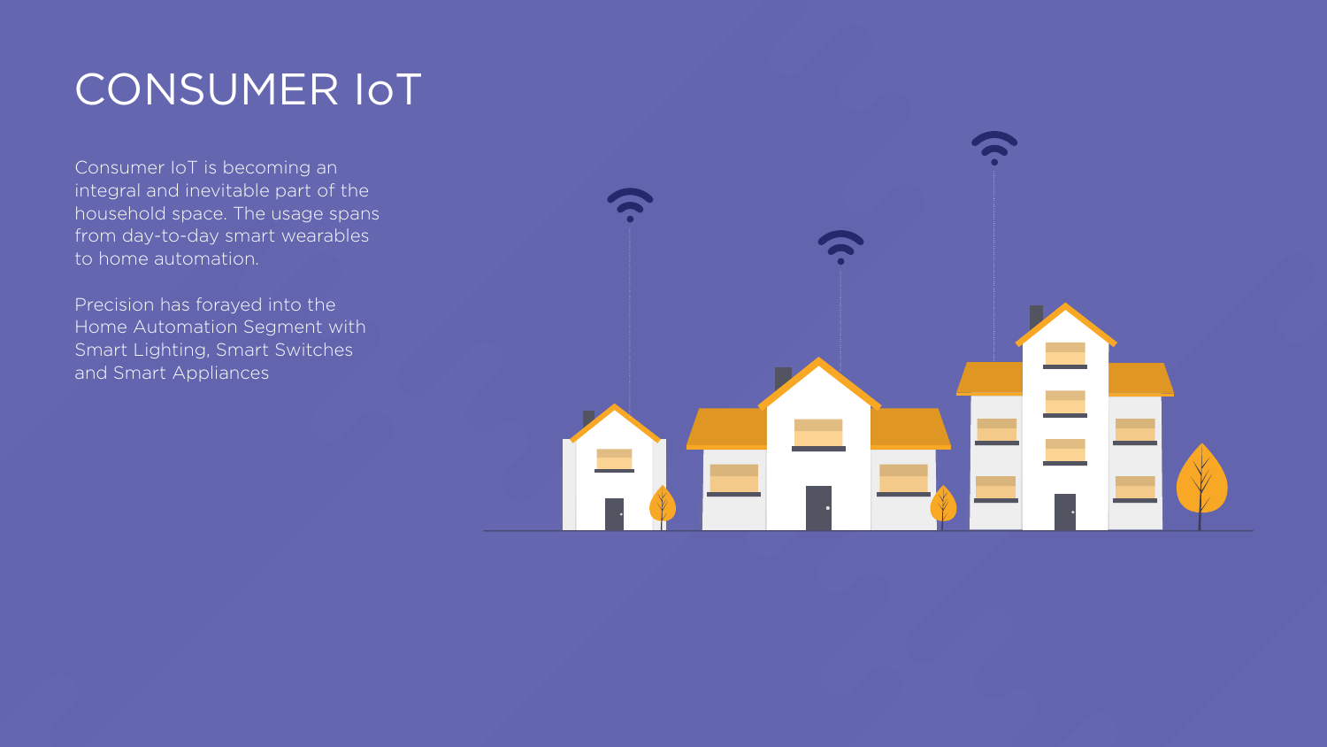# CONSUMER IoT

Consumer IoT is becoming an integral and inevitable part of the household space. The usage spans from day-to-day smart wearables to home automation.

Precision has forayed into the Home Automation Segment with Smart Lighting, Smart Switches and Smart Appliances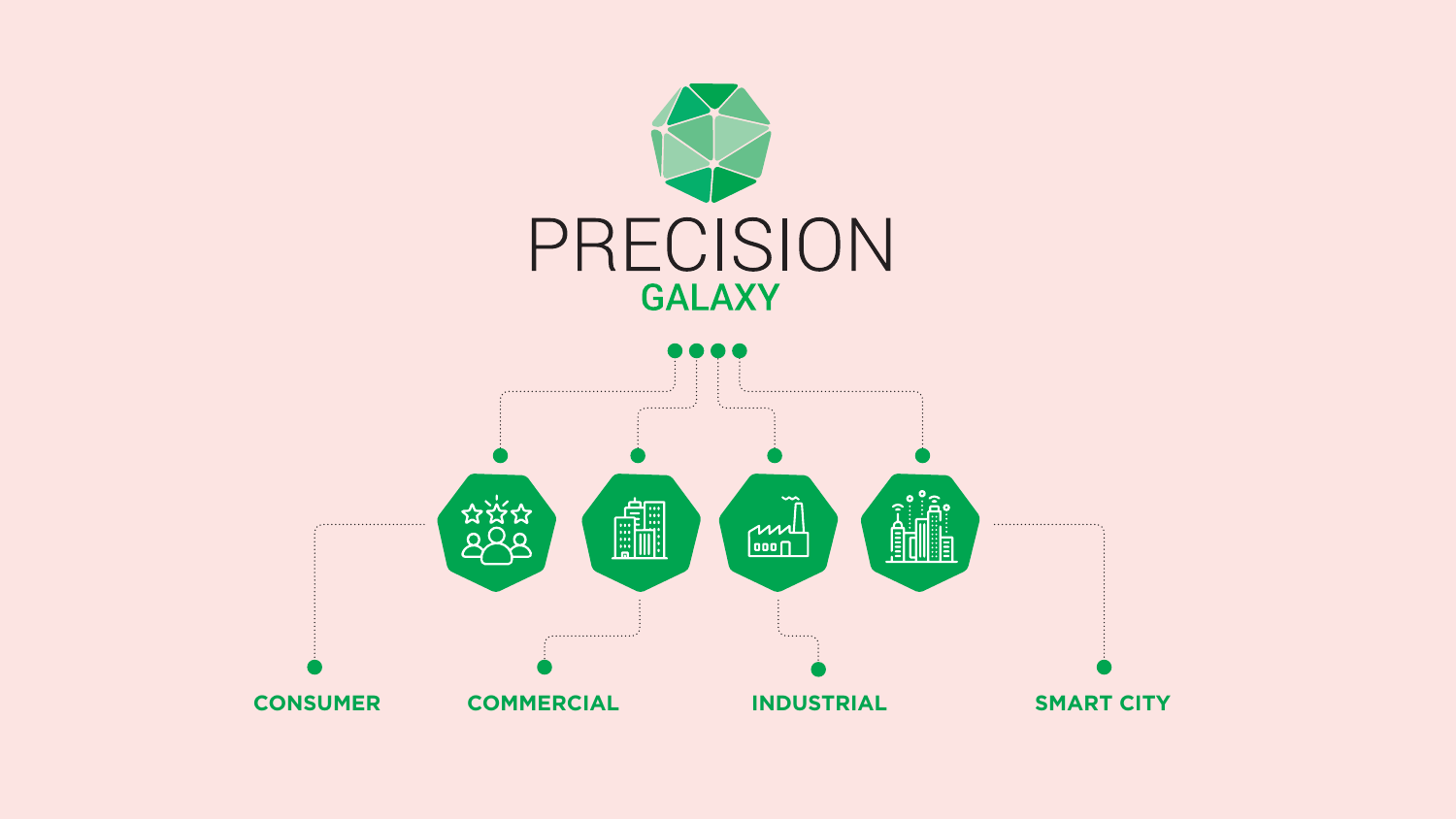# PRECISION

## GALAXY

CONSUMER

COMMERCIAL

INDUSTRIAL

SMART CITY